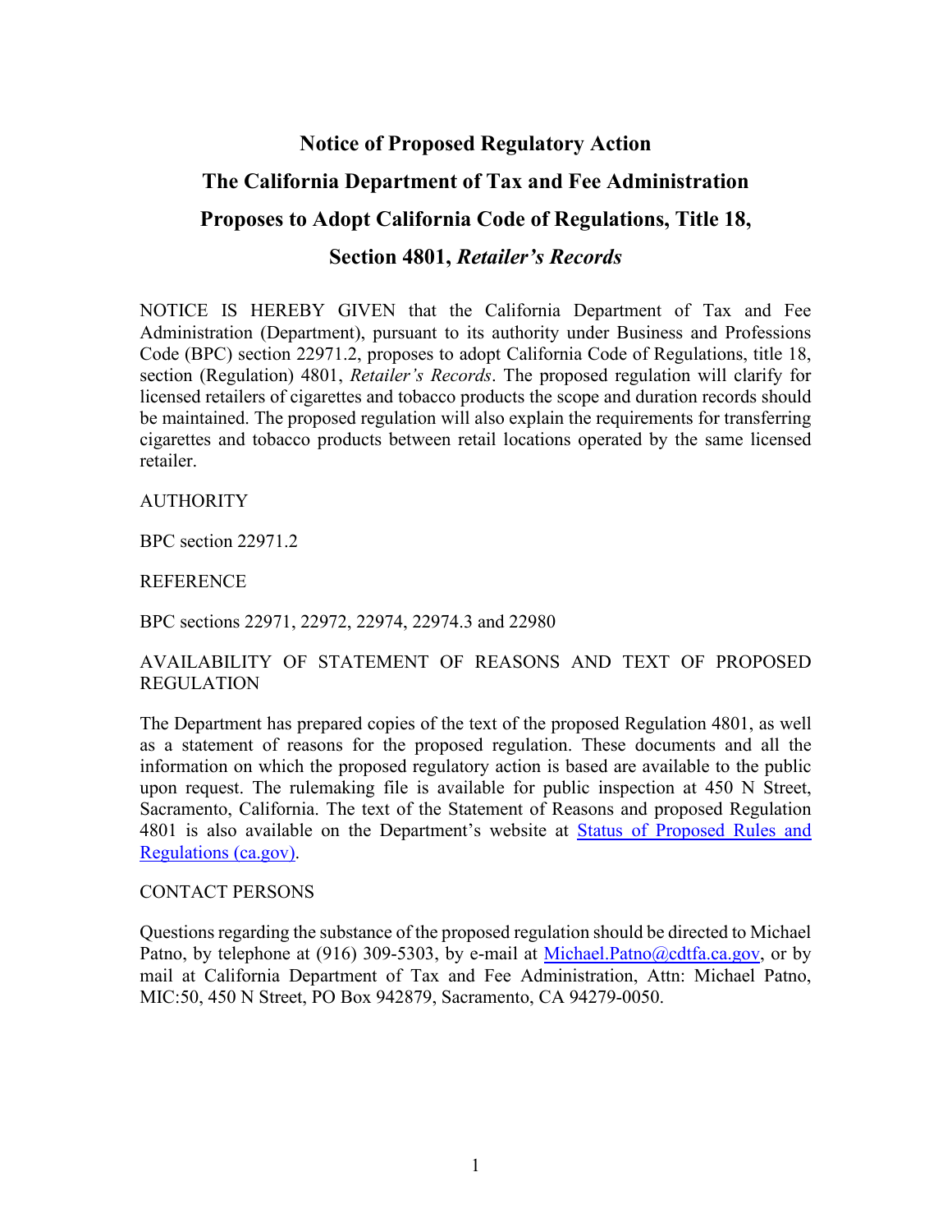# Notice of Proposed Regulatory Action

# The California Department of Tax and Fee Administration

# Proposes to Adopt California Code of Regulations, Title 18,

# Section 4801, *Retailer's Records*

NOTICE IS HEREBY GIVEN that the California Department of Tax and Fee Administration (Department), pursuant to its authority under Business and Professions Code (BPC) section 22971.2, proposes to adopt California Code of Regulations, title 18, section (Regulation) 4801, *Retailer's Records*. The proposed regulation will clarify for licensed retailers of cigarettes and tobacco products the scope and duration records should be maintained. The proposed regulation will also explain the requirements for transferring cigarettes and tobacco products between retail locations operated by the same licensed retailer.

AUTHORITY

BPC section 22971.2

REFERENCE

BPC sections 22971, 22972, 22974, 22974.3 and 22980

AVAILABILITY OF STATEMENT OF REASONS AND TEXT OF PROPOSED REGULATION

The Department has prepared copies of the text of the proposed Regulation 4801, as well as a statement of reasons for the proposed regulation. These documents and all the information on which the proposed regulatory action is based are available to the public upon request. The rulemaking file is available for public inspection at 450 N Street, Sacramento, California. The text of the Statement of Reasons and proposed Regulation 4801 is also available on the Department's website at [Status of Proposed Rules and Regulations (ca.gov)](Status of Proposed Rules and Regulations (ca.gov)).

CONTACT PERSONS

Questions regarding the substance of the proposed regulation should be directed to Michael Patno, by telephone at (916) 309-5303, by e-mail at [Michael.Patno@cdtfa.ca.gov](mailto:Michael.Patno@cdtfa.ca.gov), or by mail at California Department of Tax and Fee Administration, Attn: Michael Patno, MIC:50, 450 N Street, PO Box 942879, Sacramento, CA 94279-0050.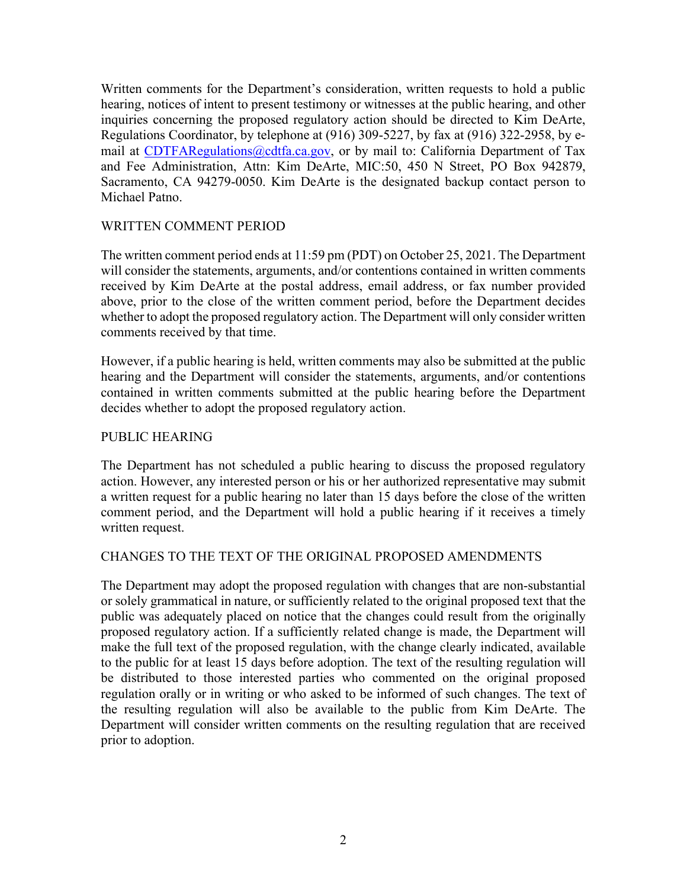Written comments for the Department's consideration, written requests to hold a public hearing, notices of intent to present testimony or witnesses at the public hearing, and other inquiries concerning the proposed regulatory action should be directed to Kim DeArte, Regulations Coordinator, by telephone at (916) 309-5227, by fax at (916) 322-2958, by e-mail at [CDTFARegulations@cdtfa.ca.gov](mailto:CDTFARegulations@cdtfa.ca.gov), or by mail to: California Department of Tax and Fee Administration, Attn: Kim DeArte, MIC:50, 450 N Street, PO Box 942879, Sacramento, CA 94279-0050. Kim DeArte is the designated backup contact person to Michael Patno.

## WRITTEN COMMENT PERIOD

The written comment period ends at 11:59 pm (PDT) on October 25, 2021. The Department will consider the statements, arguments, and/or contentions contained in written comments received by Kim DeArte at the postal address, email address, or fax number provided above, prior to the close of the written comment period, before the Department decides whether to adopt the proposed regulatory action. The Department will only consider written comments received by that time.

However, if a public hearing is held, written comments may also be submitted at the public hearing and the Department will consider the statements, arguments, and/or contentions contained in written comments submitted at the public hearing before the Department decides whether to adopt the proposed regulatory action.

## PUBLIC HEARING

The Department has not scheduled a public hearing to discuss the proposed regulatory action. However, any interested person or his or her authorized representative may submit a written request for a public hearing no later than 15 days before the close of the written comment period, and the Department will hold a public hearing if it receives a timely written request.

## CHANGES TO THE TEXT OF THE ORIGINAL PROPOSED AMENDMENTS

The Department may adopt the proposed regulation with changes that are non-substantial or solely grammatical in nature, or sufficiently related to the original proposed text that the public was adequately placed on notice that the changes could result from the originally proposed regulatory action. If a sufficiently related change is made, the Department will make the full text of the proposed regulation, with the change clearly indicated, available to the public for at least 15 days before adoption. The text of the resulting regulation will be distributed to those interested parties who commented on the original proposed regulation orally or in writing or who asked to be informed of such changes. The text of the resulting regulation will also be available to the public from Kim DeArte. The Department will consider written comments on the resulting regulation that are received prior to adoption.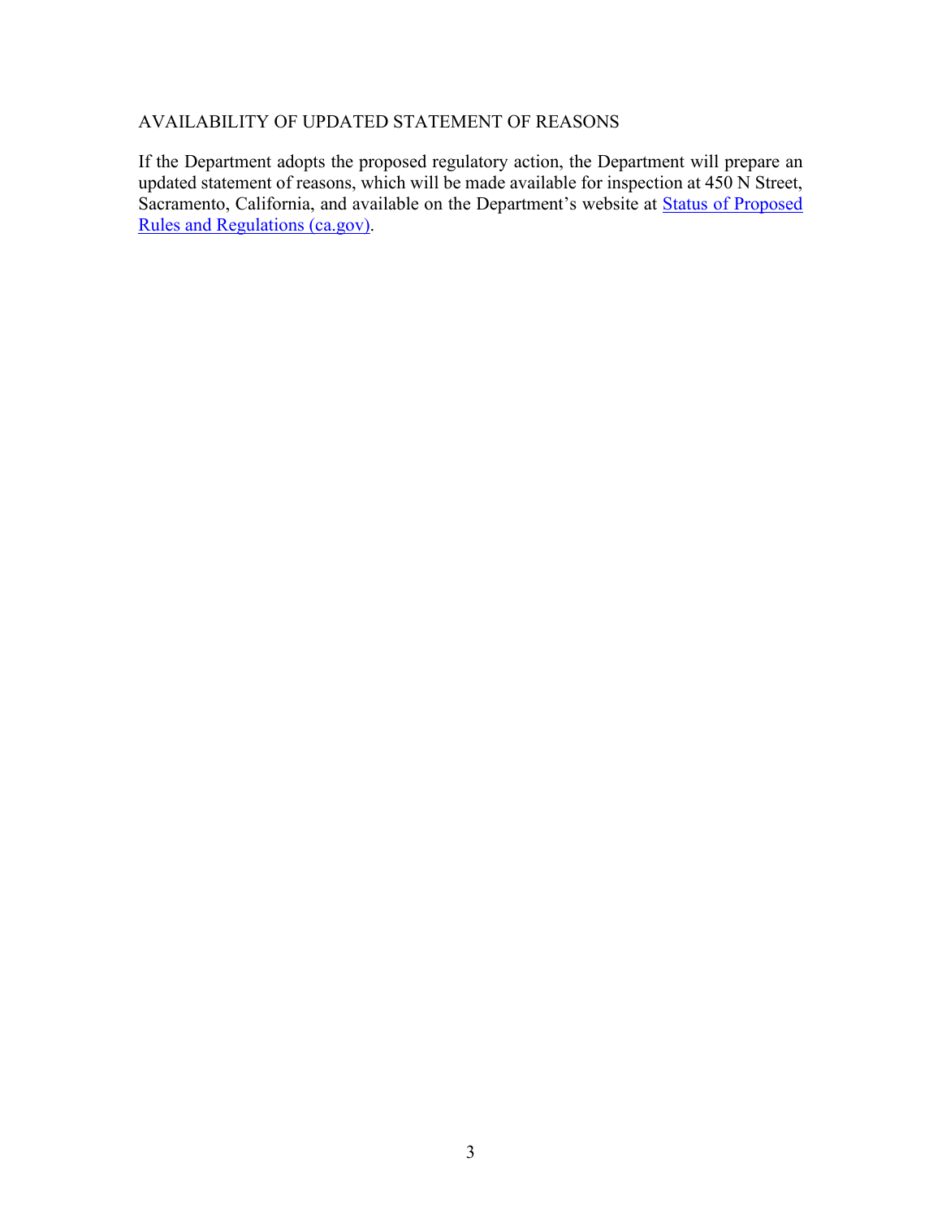## AVAILABILITY OF UPDATED STATEMENT OF REASONS

If the Department adopts the proposed regulatory action, the Department will prepare an updated statement of reasons, which will be made available for inspection at 450 N Street, Sacramento, California, and available on the Department's website at Status of Proposed Rules and Regulations (ca.gov).